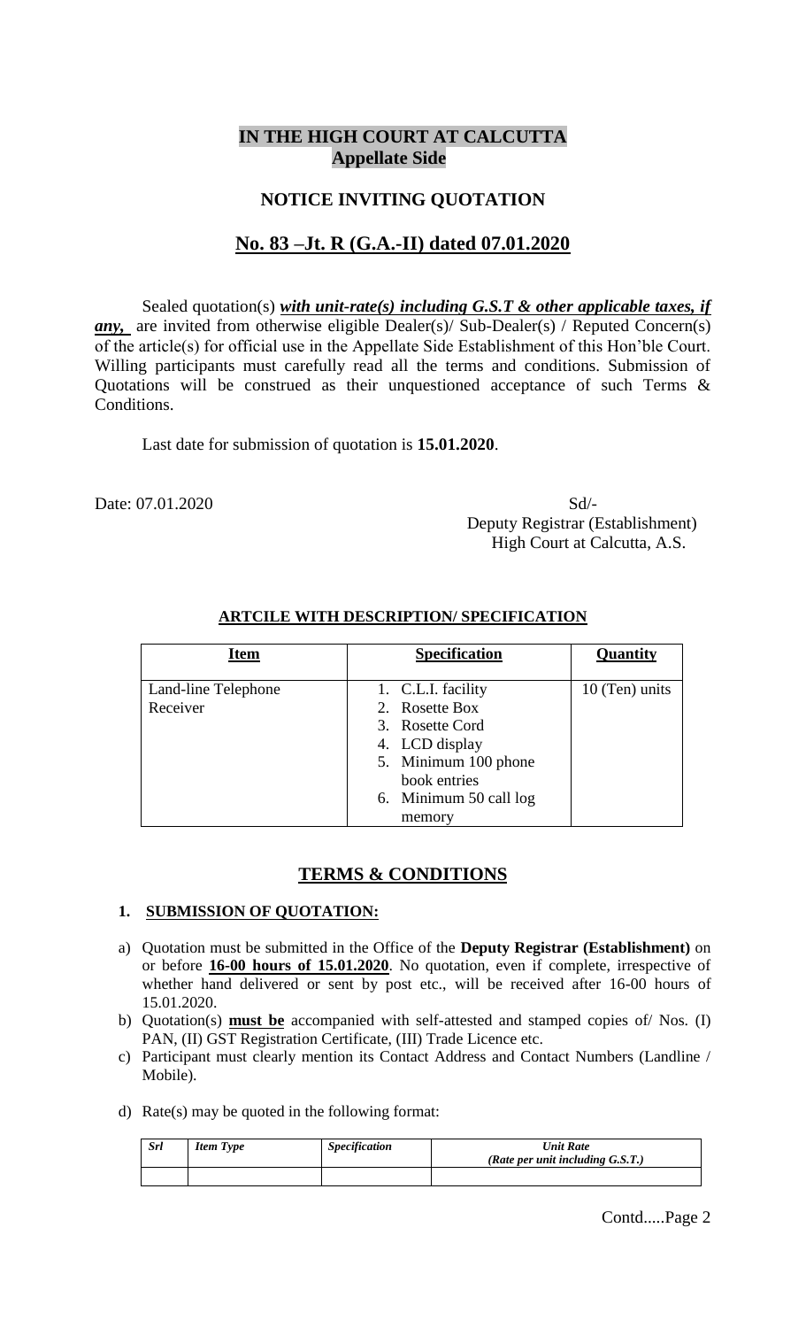# IN THE HIGH COURT AT CALCUTTA
## Appellate Side

## NOTICE INVITING QUOTATION

## No. 83 –Jt. R (G.A.-II) dated 07.01.2020

Sealed quotation(s) ***with unit-rate(s) including G.S.T & other applicable taxes, if any,*** are invited from otherwise eligible Dealer(s)/ Sub-Dealer(s) / Reputed Concern(s) of the article(s) for official use in the Appellate Side Establishment of this Hon'ble Court. Willing participants must carefully read all the terms and conditions. Submission of Quotations will be construed as their unquestioned acceptance of such Terms & Conditions.

Last date for submission of quotation is **15.01.2020**.

Date: 07.01.2020

Sd/-
Deputy Registrar (Establishment)
High Court at Calcutta, A.S.

**ARTCILE WITH DESCRIPTION/ SPECIFICATION**

| Item | Specification | Quantity |
|---|---|---|
| Land-line Telephone Receiver | 1. C.L.I. facility<br>2. Rosette Box<br>3. Rosette Cord<br>4. LCD display<br>5. Minimum 100 phone book entries<br>6. Minimum 50 call log memory | 10 (Ten) units |

## TERMS & CONDITIONS

**1. SUBMISSION OF QUOTATION:**

a) Quotation must be submitted in the Office of the **Deputy Registrar (Establishment)** on or before **16-00 hours of 15.01.2020**. No quotation, even if complete, irrespective of whether hand delivered or sent by post etc., will be received after 16-00 hours of 15.01.2020.

b) Quotation(s) **must be** accompanied with self-attested and stamped copies of/ Nos. (I) PAN, (II) GST Registration Certificate, (III) Trade Licence etc.

c) Participant must clearly mention its Contact Address and Contact Numbers (Landline / Mobile).

d) Rate(s) may be quoted in the following format:

| *Srl* | *Item Type* | *Specification* | *Unit Rate (Rate per unit including G.S.T.)* |
|---|---|---|---|
| | | | |

Contd.....Page 2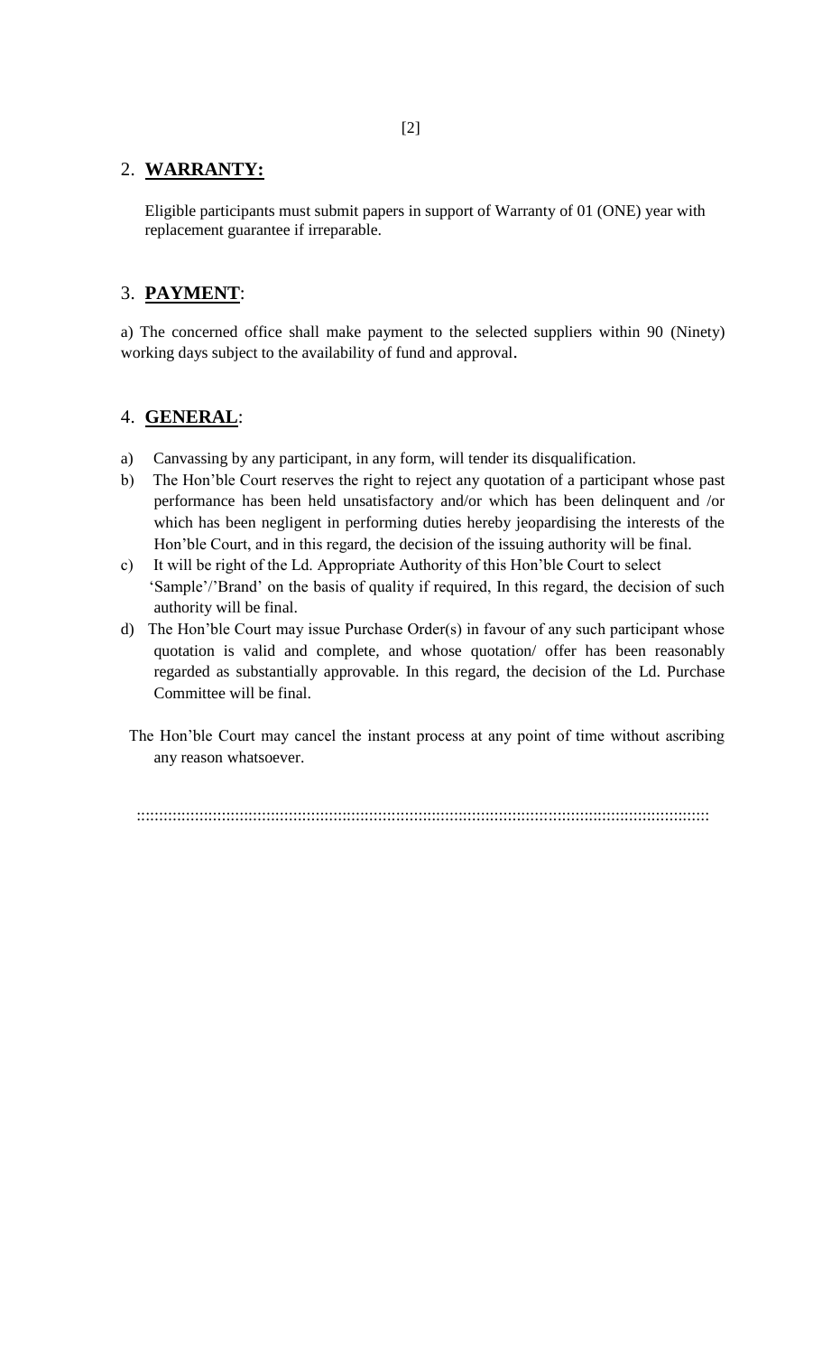## 2. **WARRANTY:**

Eligible participants must submit papers in support of Warranty of 01 (ONE) year with replacement guarantee if irreparable.

## 3. **PAYMENT**:

a) The concerned office shall make payment to the selected suppliers within 90 (Ninety) working days subject to the availability of fund and approval.

## 4. **GENERAL**:

a) Canvassing by any participant, in any form, will tender its disqualification.

b) The Hon'ble Court reserves the right to reject any quotation of a participant whose past performance has been held unsatisfactory and/or which has been delinquent and /or which has been negligent in performing duties hereby jeopardising the interests of the Hon'ble Court, and in this regard, the decision of the issuing authority will be final.

c) It will be right of the Ld. Appropriate Authority of this Hon'ble Court to select 'Sample'/'Brand' on the basis of quality if required, In this regard, the decision of such authority will be final.

d) The Hon'ble Court may issue Purchase Order(s) in favour of any such participant whose quotation is valid and complete, and whose quotation/ offer has been reasonably regarded as substantially approvable. In this regard, the decision of the Ld. Purchase Committee will be final.

The Hon'ble Court may cancel the instant process at any point of time without ascribing any reason whatsoever.

::::::::::::::::::::::::::::::::::::::::::::::::::::::::::::::::::::::::::::::::::::::::::::::::::::::::::::::::::::::::::::::::::::